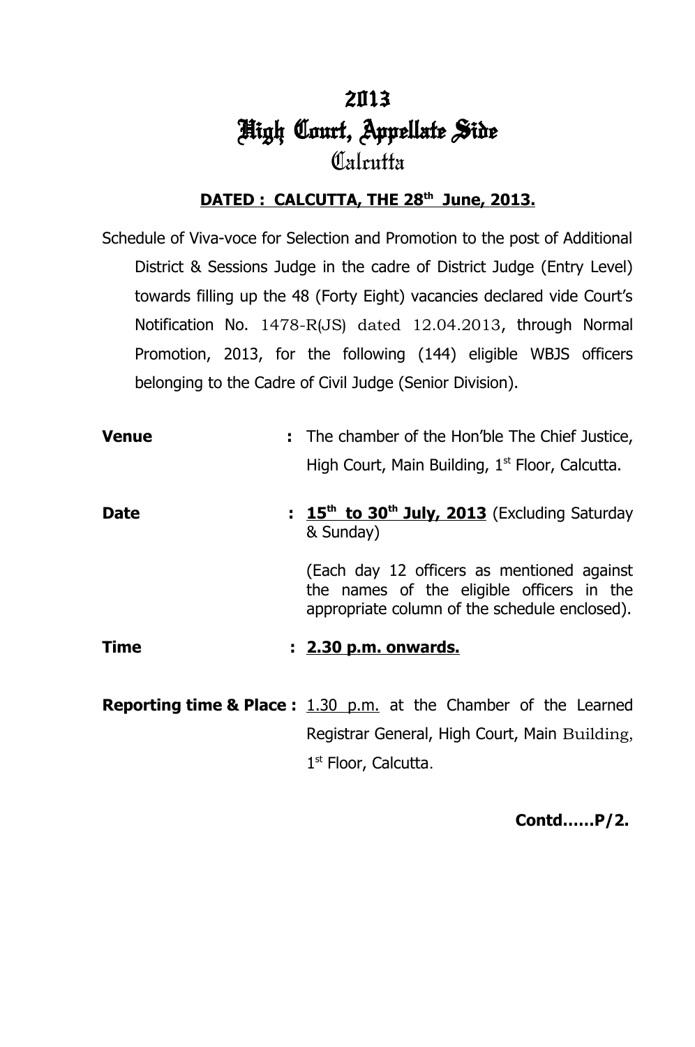# 2013
# High Court, Appellate Side
## Calcutta

**DATED : CALCUTTA, THE 28th June, 2013.**

Schedule of Viva-voce for Selection and Promotion to the post of Additional District & Sessions Judge in the cadre of District Judge (Entry Level) towards filling up the 48 (Forty Eight) vacancies declared vide Court's Notification No. 1478-R(JS) dated 12.04.2013, through Normal Promotion, 2013, for the following (144) eligible WBJS officers belonging to the Cadre of Civil Judge (Senior Division).

**Venue** **:** The chamber of the Hon'ble The Chief Justice, High Court, Main Building, 1st Floor, Calcutta.

**Date** **:** **15th to 30th July, 2013** (Excluding Saturday & Sunday)

(Each day 12 officers as mentioned against the names of the eligible officers in the appropriate column of the schedule enclosed).

**Time** **:** **2.30 p.m. onwards.**

**Reporting time & Place :** 1.30 p.m. at the Chamber of the Learned Registrar General, High Court, Main Building, 1st Floor, Calcutta.

**Contd……P/2.**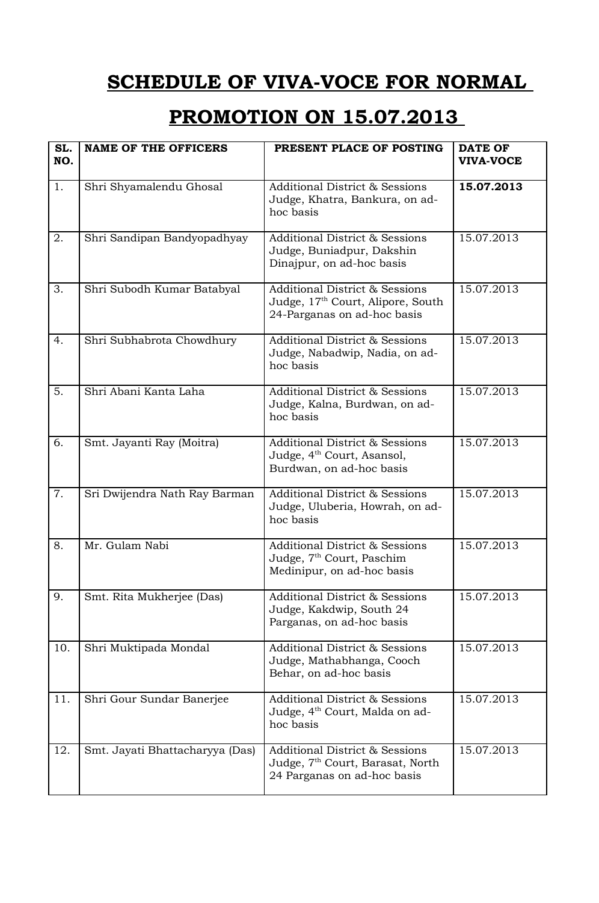# SCHEDULE OF VIVA-VOCE FOR NORMAL PROMOTION ON 15.07.2013

| SL. NO. | NAME OF THE OFFICERS | PRESENT PLACE OF POSTING | DATE OF VIVA-VOCE |
|---|---|---|---|
| 1. | Shri Shyamalendu Ghosal | Additional District & Sessions Judge, Khatra, Bankura, on ad-hoc basis | **15.07.2013** |
| 2. | Shri Sandipan Bandyopadhyay | Additional District & Sessions Judge, Buniadpur, Dakshin Dinajpur, on ad-hoc basis | 15.07.2013 |
| 3. | Shri Subodh Kumar Batabyal | Additional District & Sessions Judge, 17th Court, Alipore, South 24-Parganas on ad-hoc basis | 15.07.2013 |
| 4. | Shri Subhabrota Chowdhury | Additional District & Sessions Judge, Nabadwip, Nadia, on ad-hoc basis | 15.07.2013 |
| 5. | Shri Abani Kanta Laha | Additional District & Sessions Judge, Kalna, Burdwan, on ad-hoc basis | 15.07.2013 |
| 6. | Smt. Jayanti Ray (Moitra) | Additional District & Sessions Judge, 4th Court, Asansol, Burdwan, on ad-hoc basis | 15.07.2013 |
| 7. | Sri Dwijendra Nath Ray Barman | Additional District & Sessions Judge, Uluberia, Howrah, on ad-hoc basis | 15.07.2013 |
| 8. | Mr. Gulam Nabi | Additional District & Sessions Judge, 7th Court, Paschim Medinipur, on ad-hoc basis | 15.07.2013 |
| 9. | Smt. Rita Mukherjee (Das) | Additional District & Sessions Judge, Kakdwip, South 24 Parganas, on ad-hoc basis | 15.07.2013 |
| 10. | Shri Muktipada Mondal | Additional District & Sessions Judge, Mathabhanga, Cooch Behar, on ad-hoc basis | 15.07.2013 |
| 11. | Shri Gour Sundar Banerjee | Additional District & Sessions Judge, 4th Court, Malda on ad-hoc basis | 15.07.2013 |
| 12. | Smt. Jayati Bhattacharyya (Das) | Additional District & Sessions Judge, 7th Court, Barasat, North 24 Parganas on ad-hoc basis | 15.07.2013 |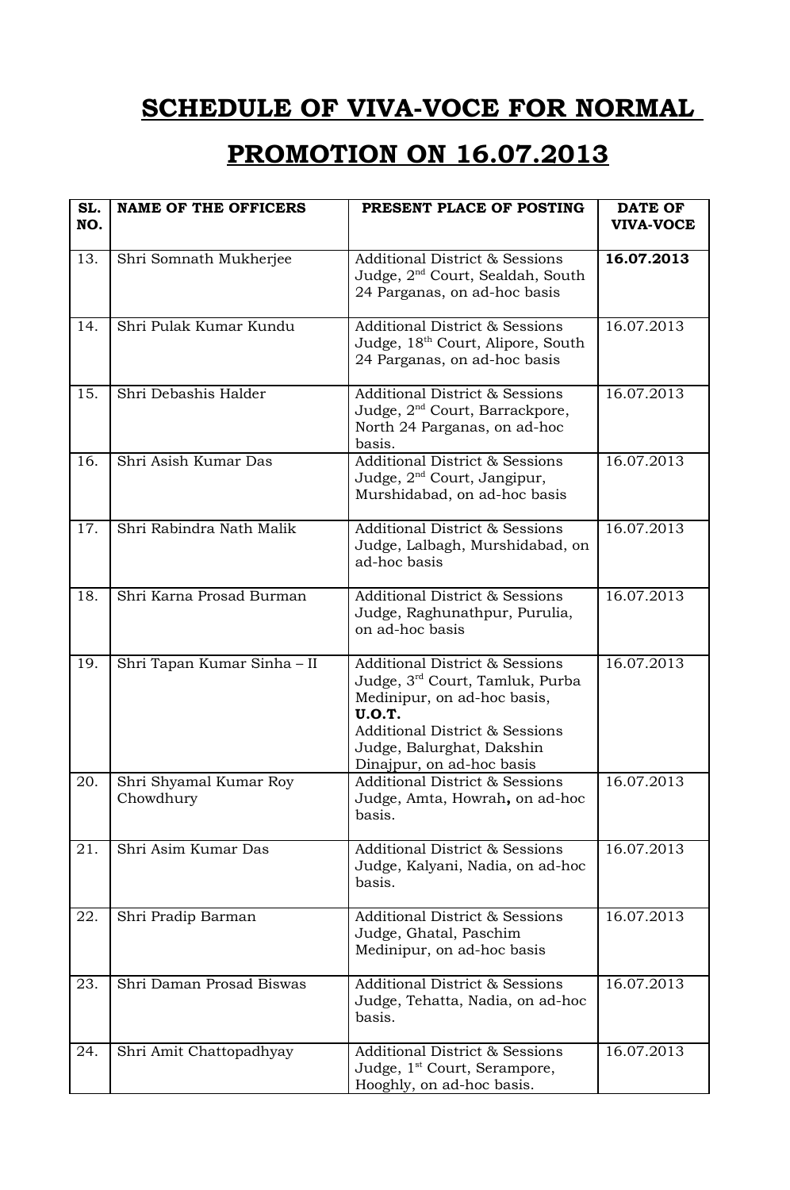# SCHEDULE OF VIVA-VOCE FOR NORMAL PROMOTION ON 16.07.2013

| SL. NO. | NAME OF THE OFFICERS | PRESENT PLACE OF POSTING | DATE OF VIVA-VOCE |
|---|---|---|---|
| 13. | Shri Somnath Mukherjee | Additional District & Sessions Judge, 2nd Court, Sealdah, South 24 Parganas, on ad-hoc basis | **16.07.2013** |
| 14. | Shri Pulak Kumar Kundu | Additional District & Sessions Judge, 18th Court, Alipore, South 24 Parganas, on ad-hoc basis | 16.07.2013 |
| 15. | Shri Debashis Halder | Additional District & Sessions Judge, 2nd Court, Barrackpore, North 24 Parganas, on ad-hoc basis. | 16.07.2013 |
| 16. | Shri Asish Kumar Das | Additional District & Sessions Judge, 2nd Court, Jangipur, Murshidabad, on ad-hoc basis | 16.07.2013 |
| 17. | Shri Rabindra Nath Malik | Additional District & Sessions Judge, Lalbagh, Murshidabad, on ad-hoc basis | 16.07.2013 |
| 18. | Shri Karna Prosad Burman | Additional District & Sessions Judge, Raghunathpur, Purulia, on ad-hoc basis | 16.07.2013 |
| 19. | Shri Tapan Kumar Sinha – II | Additional District & Sessions Judge, 3rd Court, Tamluk, Purba Medinipur, on ad-hoc basis, **U.O.T.** Additional District & Sessions Judge, Balurghat, Dakshin Dinajpur, on ad-hoc basis | 16.07.2013 |
| 20. | Shri Shyamal Kumar Roy Chowdhury | Additional District & Sessions Judge, Amta, Howrah**,** on ad-hoc basis. | 16.07.2013 |
| 21. | Shri Asim Kumar Das | Additional District & Sessions Judge, Kalyani, Nadia, on ad-hoc basis. | 16.07.2013 |
| 22. | Shri Pradip Barman | Additional District & Sessions Judge, Ghatal, Paschim Medinipur, on ad-hoc basis | 16.07.2013 |
| 23. | Shri Daman Prosad Biswas | Additional District & Sessions Judge, Tehatta, Nadia, on ad-hoc basis. | 16.07.2013 |
| 24. | Shri Amit Chattopadhyay | Additional District & Sessions Judge, 1st Court, Serampore, Hooghly, on ad-hoc basis. | 16.07.2013 |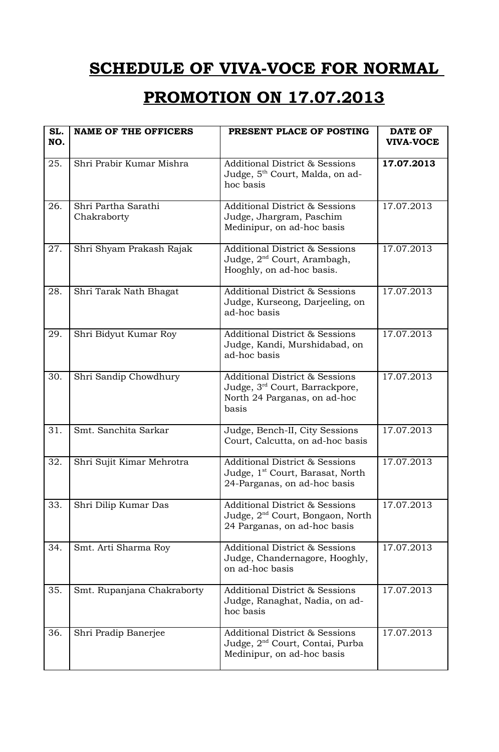# SCHEDULE OF VIVA-VOCE FOR NORMAL PROMOTION ON 17.07.2013

| SL. NO. | NAME OF THE OFFICERS | PRESENT PLACE OF POSTING | DATE OF VIVA-VOCE |
|---|---|---|---|
| 25. | Shri Prabir Kumar Mishra | Additional District & Sessions Judge, 5th Court, Malda, on ad-hoc basis | **17.07.2013** |
| 26. | Shri Partha Sarathi Chakraborty | Additional District & Sessions Judge, Jhargram, Paschim Medinipur, on ad-hoc basis | 17.07.2013 |
| 27. | Shri Shyam Prakash Rajak | Additional District & Sessions Judge, 2nd Court, Arambagh, Hooghly, on ad-hoc basis. | 17.07.2013 |
| 28. | Shri Tarak Nath Bhagat | Additional District & Sessions Judge, Kurseong, Darjeeling, on ad-hoc basis | 17.07.2013 |
| 29. | Shri Bidyut Kumar Roy | Additional District & Sessions Judge, Kandi, Murshidabad, on ad-hoc basis | 17.07.2013 |
| 30. | Shri Sandip Chowdhury | Additional District & Sessions Judge, 3rd Court, Barrackpore, North 24 Parganas, on ad-hoc basis | 17.07.2013 |
| 31. | Smt. Sanchita Sarkar | Judge, Bench-II, City Sessions Court, Calcutta, on ad-hoc basis | 17.07.2013 |
| 32. | Shri Sujit Kimar Mehrotra | Additional District & Sessions Judge, 1st Court, Barasat, North 24-Parganas, on ad-hoc basis | 17.07.2013 |
| 33. | Shri Dilip Kumar Das | Additional District & Sessions Judge, 2nd Court, Bongaon, North 24 Parganas, on ad-hoc basis | 17.07.2013 |
| 34. | Smt. Arti Sharma Roy | Additional District & Sessions Judge, Chandernagore, Hooghly, on ad-hoc basis | 17.07.2013 |
| 35. | Smt. Rupanjana Chakraborty | Additional District & Sessions Judge, Ranaghat, Nadia, on ad-hoc basis | 17.07.2013 |
| 36. | Shri Pradip Banerjee | Additional District & Sessions Judge, 2nd Court, Contai, Purba Medinipur, on ad-hoc basis | 17.07.2013 |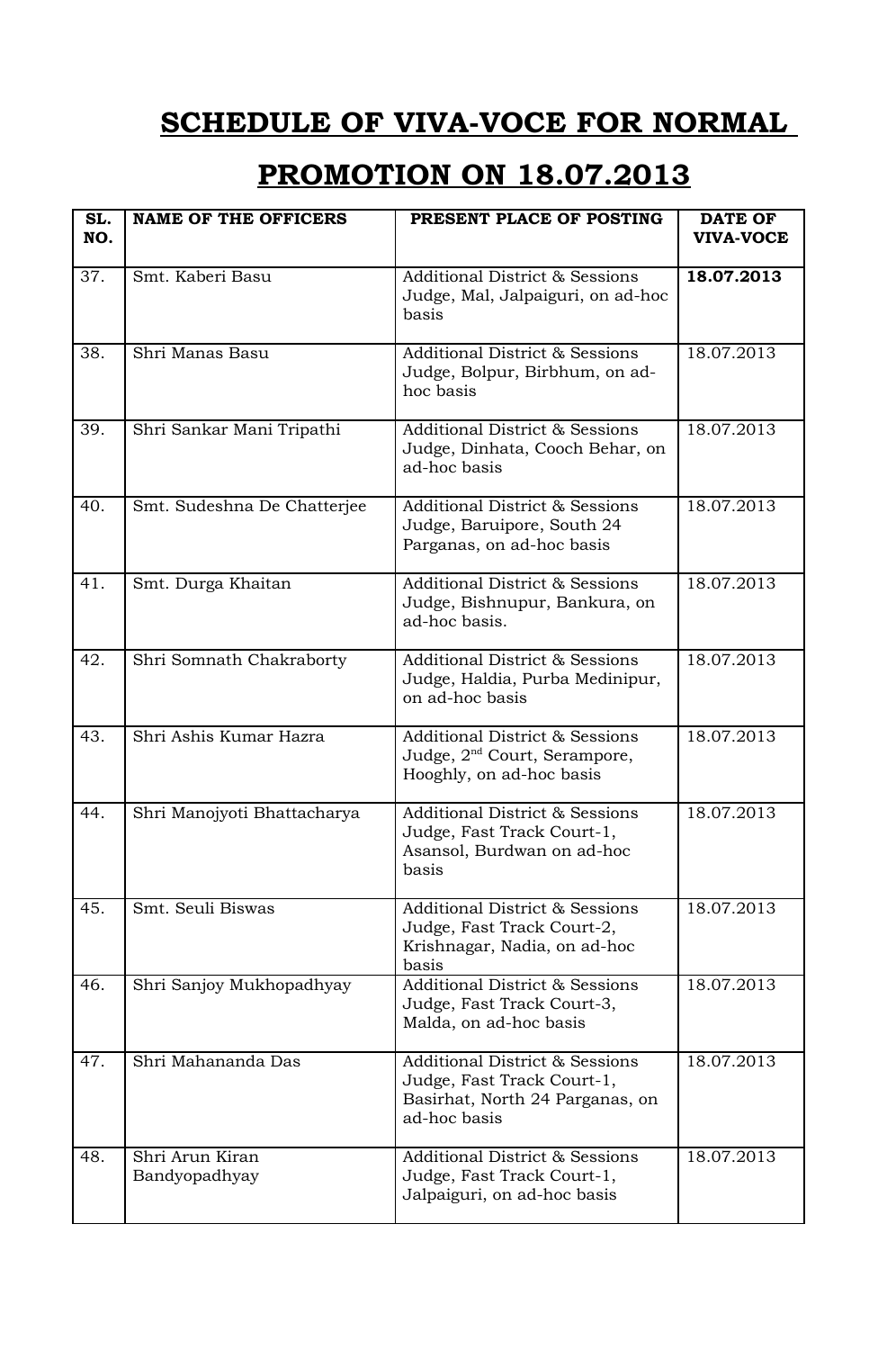# SCHEDULE OF VIVA-VOCE FOR NORMAL PROMOTION ON 18.07.2013

| SL. NO. | NAME OF THE OFFICERS | PRESENT PLACE OF POSTING | DATE OF VIVA-VOCE |
|---|---|---|---|
| 37. | Smt. Kaberi Basu | Additional District & Sessions Judge, Mal, Jalpaiguri, on ad-hoc basis | **18.07.2013** |
| 38. | Shri Manas Basu | Additional District & Sessions Judge, Bolpur, Birbhum, on ad-hoc basis | 18.07.2013 |
| 39. | Shri Sankar Mani Tripathi | Additional District & Sessions Judge, Dinhata, Cooch Behar, on ad-hoc basis | 18.07.2013 |
| 40. | Smt. Sudeshna De Chatterjee | Additional District & Sessions Judge, Baruipore, South 24 Parganas, on ad-hoc basis | 18.07.2013 |
| 41. | Smt. Durga Khaitan | Additional District & Sessions Judge, Bishnupur, Bankura, on ad-hoc basis. | 18.07.2013 |
| 42. | Shri Somnath Chakraborty | Additional District & Sessions Judge, Haldia, Purba Medinipur, on ad-hoc basis | 18.07.2013 |
| 43. | Shri Ashis Kumar Hazra | Additional District & Sessions Judge, 2nd Court, Serampore, Hooghly, on ad-hoc basis | 18.07.2013 |
| 44. | Shri Manojyoti Bhattacharya | Additional District & Sessions Judge, Fast Track Court-1, Asansol, Burdwan on ad-hoc basis | 18.07.2013 |
| 45. | Smt. Seuli Biswas | Additional District & Sessions Judge, Fast Track Court-2, Krishnagar, Nadia, on ad-hoc basis | 18.07.2013 |
| 46. | Shri Sanjoy Mukhopadhyay | Additional District & Sessions Judge, Fast Track Court-3, Malda, on ad-hoc basis | 18.07.2013 |
| 47. | Shri Mahananda Das | Additional District & Sessions Judge, Fast Track Court-1, Basirhat, North 24 Parganas, on ad-hoc basis | 18.07.2013 |
| 48. | Shri Arun Kiran Bandyopadhyay | Additional District & Sessions Judge, Fast Track Court-1, Jalpaiguri, on ad-hoc basis | 18.07.2013 |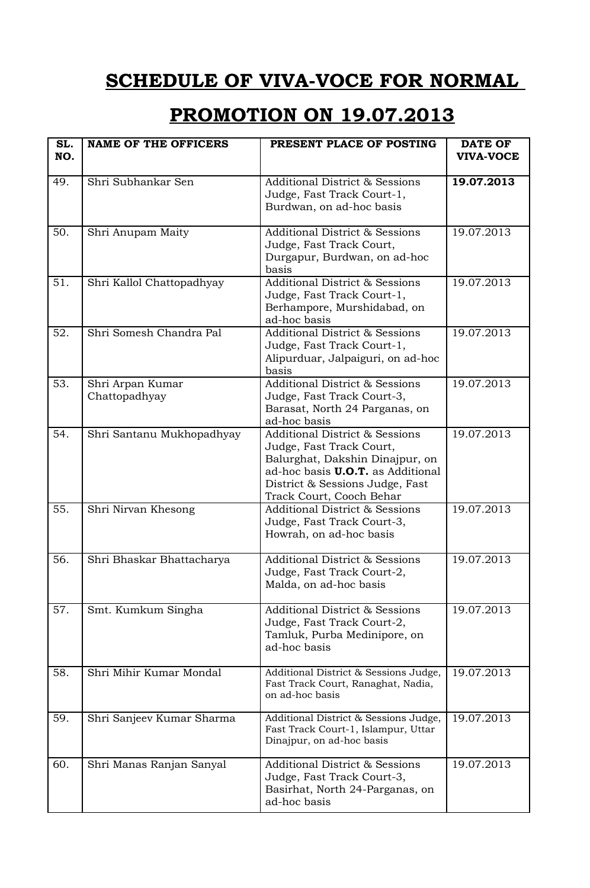# SCHEDULE OF VIVA-VOCE FOR NORMAL PROMOTION ON 19.07.2013

| SL. NO. | NAME OF THE OFFICERS | PRESENT PLACE OF POSTING | DATE OF VIVA-VOCE |
|---|---|---|---|
| 49. | Shri Subhankar Sen | Additional District & Sessions Judge, Fast Track Court-1, Burdwan, on ad-hoc basis | **19.07.2013** |
| 50. | Shri Anupam Maity | Additional District & Sessions Judge, Fast Track Court, Durgapur, Burdwan, on ad-hoc basis | 19.07.2013 |
| 51. | Shri Kallol Chattopadhyay | Additional District & Sessions Judge, Fast Track Court-1, Berhampore, Murshidabad, on ad-hoc basis | 19.07.2013 |
| 52. | Shri Somesh Chandra Pal | Additional District & Sessions Judge, Fast Track Court-1, Alipurduar, Jalpaiguri, on ad-hoc basis | 19.07.2013 |
| 53. | Shri Arpan Kumar Chattopadhyay | Additional District & Sessions Judge, Fast Track Court-3, Barasat, North 24 Parganas, on ad-hoc basis | 19.07.2013 |
| 54. | Shri Santanu Mukhopadhyay | Additional District & Sessions Judge, Fast Track Court, Balurghat, Dakshin Dinajpur, on ad-hoc basis **U.O.T.** as Additional District & Sessions Judge, Fast Track Court, Cooch Behar | 19.07.2013 |
| 55. | Shri Nirvan Khesong | Additional District & Sessions Judge, Fast Track Court-3, Howrah, on ad-hoc basis | 19.07.2013 |
| 56. | Shri Bhaskar Bhattacharya | Additional District & Sessions Judge, Fast Track Court-2, Malda, on ad-hoc basis | 19.07.2013 |
| 57. | Smt. Kumkum Singha | Additional District & Sessions Judge, Fast Track Court-2, Tamluk, Purba Medinipore, on ad-hoc basis | 19.07.2013 |
| 58. | Shri Mihir Kumar Mondal | Additional District & Sessions Judge, Fast Track Court, Ranaghat, Nadia, on ad-hoc basis | 19.07.2013 |
| 59. | Shri Sanjeev Kumar Sharma | Additional District & Sessions Judge, Fast Track Court-1, Islampur, Uttar Dinajpur, on ad-hoc basis | 19.07.2013 |
| 60. | Shri Manas Ranjan Sanyal | Additional District & Sessions Judge, Fast Track Court-3, Basirhat, North 24-Parganas, on ad-hoc basis | 19.07.2013 |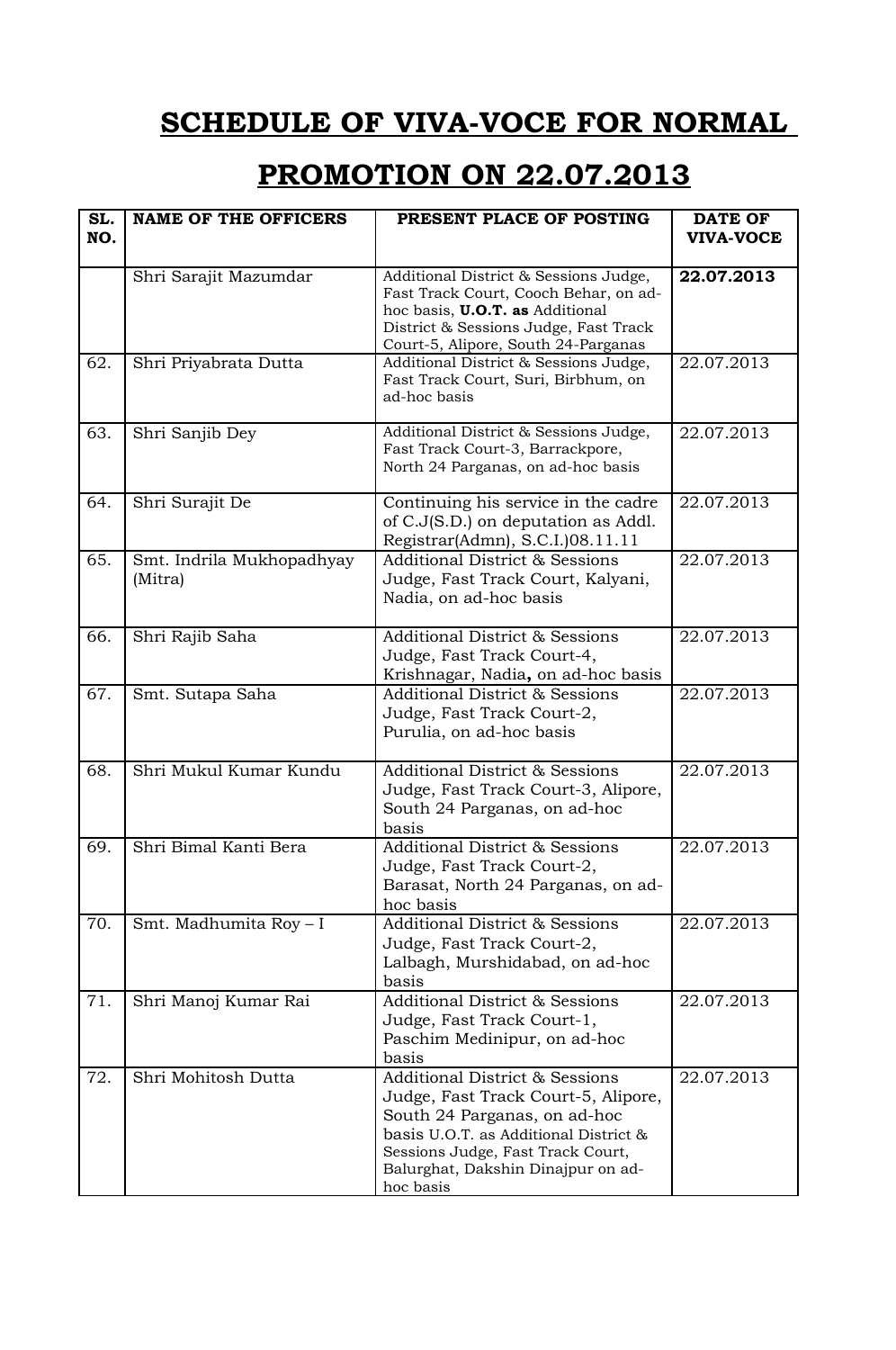# SCHEDULE OF VIVA-VOCE FOR NORMAL PROMOTION ON 22.07.2013

| SL. NO. | NAME OF THE OFFICERS | PRESENT PLACE OF POSTING | DATE OF VIVA-VOCE |
|---|---|---|---|
| | Shri Sarajit Mazumdar | Additional District & Sessions Judge, Fast Track Court, Cooch Behar, on ad-hoc basis, **U.O.T. as** Additional District & Sessions Judge, Fast Track Court-5, Alipore, South 24-Parganas | **22.07.2013** |
| 62. | Shri Priyabrata Dutta | Additional District & Sessions Judge, Fast Track Court, Suri, Birbhum, on ad-hoc basis | 22.07.2013 |
| 63. | Shri Sanjib Dey | Additional District & Sessions Judge, Fast Track Court-3, Barrackpore, North 24 Parganas, on ad-hoc basis | 22.07.2013 |
| 64. | Shri Surajit De | Continuing his service in the cadre of C.J(S.D.) on deputation as Addl. Registrar(Admn), S.C.I.)08.11.11 | 22.07.2013 |
| 65. | Smt. Indrila Mukhopadhyay (Mitra) | Additional District & Sessions Judge, Fast Track Court, Kalyani, Nadia, on ad-hoc basis | 22.07.2013 |
| 66. | Shri Rajib Saha | Additional District & Sessions Judge, Fast Track Court-4, Krishnagar, Nadia**,** on ad-hoc basis | 22.07.2013 |
| 67. | Smt. Sutapa Saha | Additional District & Sessions Judge, Fast Track Court-2, Purulia, on ad-hoc basis | 22.07.2013 |
| 68. | Shri Mukul Kumar Kundu | Additional District & Sessions Judge, Fast Track Court-3, Alipore, South 24 Parganas, on ad-hoc basis | 22.07.2013 |
| 69. | Shri Bimal Kanti Bera | Additional District & Sessions Judge, Fast Track Court-2, Barasat, North 24 Parganas, on ad-hoc basis | 22.07.2013 |
| 70. | Smt. Madhumita Roy – I | Additional District & Sessions Judge, Fast Track Court-2, Lalbagh, Murshidabad, on ad-hoc basis | 22.07.2013 |
| 71. | Shri Manoj Kumar Rai | Additional District & Sessions Judge, Fast Track Court-1, Paschim Medinipur, on ad-hoc basis | 22.07.2013 |
| 72. | Shri Mohitosh Dutta | Additional District & Sessions Judge, Fast Track Court-5, Alipore, South 24 Parganas, on ad-hoc basis U.O.T. as Additional District & Sessions Judge, Fast Track Court, Balurghat, Dakshin Dinajpur on ad-hoc basis | 22.07.2013 |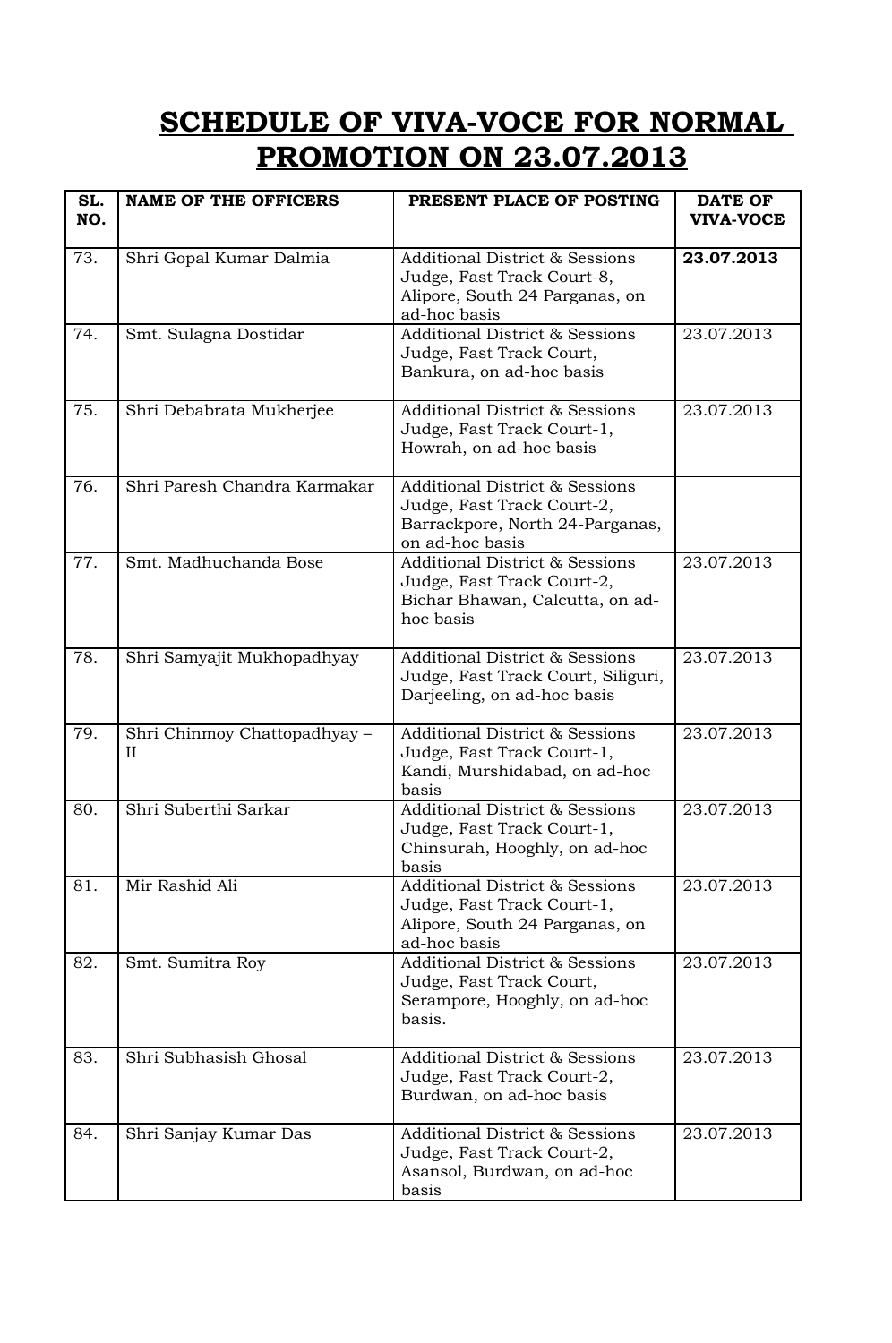# SCHEDULE OF VIVA-VOCE FOR NORMAL PROMOTION ON 23.07.2013

| SL. NO. | NAME OF THE OFFICERS | PRESENT PLACE OF POSTING | DATE OF VIVA-VOCE |
|---|---|---|---|
| 73. | Shri Gopal Kumar Dalmia | Additional District & Sessions Judge, Fast Track Court-8, Alipore, South 24 Parganas, on ad-hoc basis | **23.07.2013** |
| 74. | Smt. Sulagna Dostidar | Additional District & Sessions Judge, Fast Track Court, Bankura, on ad-hoc basis | 23.07.2013 |
| 75. | Shri Debabrata Mukherjee | Additional District & Sessions Judge, Fast Track Court-1, Howrah, on ad-hoc basis | 23.07.2013 |
| 76. | Shri Paresh Chandra Karmakar | Additional District & Sessions Judge, Fast Track Court-2, Barrackpore, North 24-Parganas, on ad-hoc basis | |
| 77. | Smt. Madhuchanda Bose | Additional District & Sessions Judge, Fast Track Court-2, Bichar Bhawan, Calcutta, on ad-hoc basis | 23.07.2013 |
| 78. | Shri Samyajit Mukhopadhyay | Additional District & Sessions Judge, Fast Track Court, Siliguri, Darjeeling, on ad-hoc basis | 23.07.2013 |
| 79. | Shri Chinmoy Chattopadhyay – II | Additional District & Sessions Judge, Fast Track Court-1, Kandi, Murshidabad, on ad-hoc basis | 23.07.2013 |
| 80. | Shri Suberthi Sarkar | Additional District & Sessions Judge, Fast Track Court-1, Chinsurah, Hooghly, on ad-hoc basis | 23.07.2013 |
| 81. | Mir Rashid Ali | Additional District & Sessions Judge, Fast Track Court-1, Alipore, South 24 Parganas, on ad-hoc basis | 23.07.2013 |
| 82. | Smt. Sumitra Roy | Additional District & Sessions Judge, Fast Track Court, Serampore, Hooghly, on ad-hoc basis. | 23.07.2013 |
| 83. | Shri Subhasish Ghosal | Additional District & Sessions Judge, Fast Track Court-2, Burdwan, on ad-hoc basis | 23.07.2013 |
| 84. | Shri Sanjay Kumar Das | Additional District & Sessions Judge, Fast Track Court-2, Asansol, Burdwan, on ad-hoc basis | 23.07.2013 |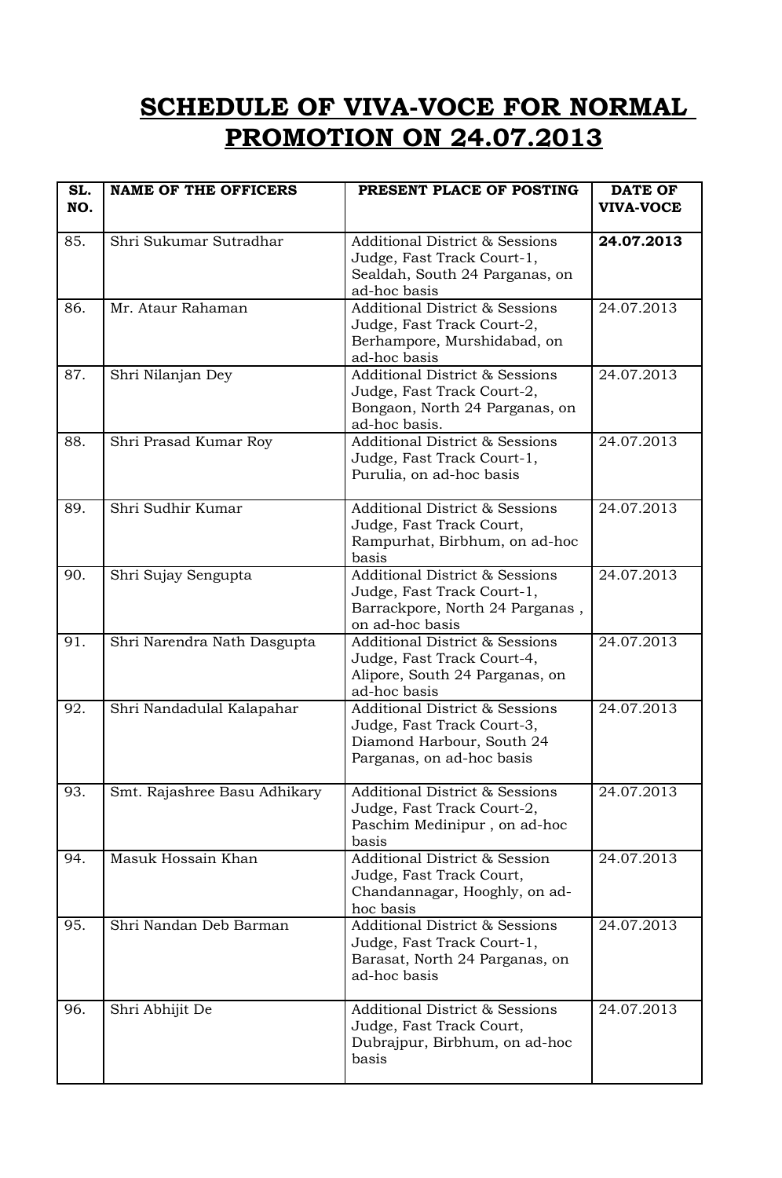# SCHEDULE OF VIVA-VOCE FOR NORMAL PROMOTION ON 24.07.2013

| SL. NO. | NAME OF THE OFFICERS | PRESENT PLACE OF POSTING | DATE OF VIVA-VOCE |
|---|---|---|---|
| 85. | Shri Sukumar Sutradhar | Additional District & Sessions Judge, Fast Track Court-1, Sealdah, South 24 Parganas, on ad-hoc basis | **24.07.2013** |
| 86. | Mr. Ataur Rahaman | Additional District & Sessions Judge, Fast Track Court-2, Berhampore, Murshidabad, on ad-hoc basis | 24.07.2013 |
| 87. | Shri Nilanjan Dey | Additional District & Sessions Judge, Fast Track Court-2, Bongaon, North 24 Parganas, on ad-hoc basis. | 24.07.2013 |
| 88. | Shri Prasad Kumar Roy | Additional District & Sessions Judge, Fast Track Court-1, Purulia, on ad-hoc basis | 24.07.2013 |
| 89. | Shri Sudhir Kumar | Additional District & Sessions Judge, Fast Track Court, Rampurhat, Birbhum, on ad-hoc basis | 24.07.2013 |
| 90. | Shri Sujay Sengupta | Additional District & Sessions Judge, Fast Track Court-1, Barrackpore, North 24 Parganas , on ad-hoc basis | 24.07.2013 |
| 91. | Shri Narendra Nath Dasgupta | Additional District & Sessions Judge, Fast Track Court-4, Alipore, South 24 Parganas, on ad-hoc basis | 24.07.2013 |
| 92. | Shri Nandadulal Kalapahar | Additional District & Sessions Judge, Fast Track Court-3, Diamond Harbour, South 24 Parganas, on ad-hoc basis | 24.07.2013 |
| 93. | Smt. Rajashree Basu Adhikary | Additional District & Sessions Judge, Fast Track Court-2, Paschim Medinipur , on ad-hoc basis | 24.07.2013 |
| 94. | Masuk Hossain Khan | Additional District & Session Judge, Fast Track Court, Chandannagar, Hooghly, on ad-hoc basis | 24.07.2013 |
| 95. | Shri Nandan Deb Barman | Additional District & Sessions Judge, Fast Track Court-1, Barasat, North 24 Parganas, on ad-hoc basis | 24.07.2013 |
| 96. | Shri Abhijit De | Additional District & Sessions Judge, Fast Track Court, Dubrajpur, Birbhum, on ad-hoc basis | 24.07.2013 |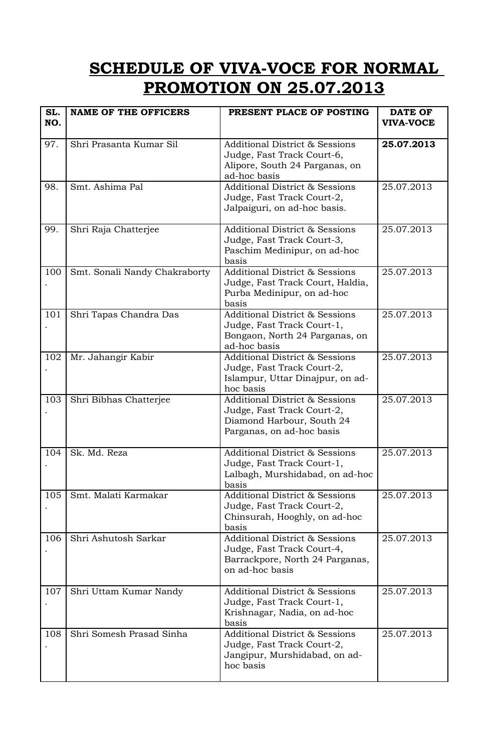# SCHEDULE OF VIVA-VOCE FOR NORMAL PROMOTION ON 25.07.2013

| SL. NO. | NAME OF THE OFFICERS | PRESENT PLACE OF POSTING | DATE OF VIVA-VOCE |
|---|---|---|---|
| 97. | Shri Prasanta Kumar Sil | Additional District & Sessions Judge, Fast Track Court-6, Alipore, South 24 Parganas, on ad-hoc basis | **25.07.2013** |
| 98. | Smt. Ashima Pal | Additional District & Sessions Judge, Fast Track Court-2, Jalpaiguri, on ad-hoc basis. | 25.07.2013 |
| 99. | Shri Raja Chatterjee | Additional District & Sessions Judge, Fast Track Court-3, Paschim Medinipur, on ad-hoc basis | 25.07.2013 |
| 100. | Smt. Sonali Nandy Chakraborty | Additional District & Sessions Judge, Fast Track Court, Haldia, Purba Medinipur, on ad-hoc basis | 25.07.2013 |
| 101. | Shri Tapas Chandra Das | Additional District & Sessions Judge, Fast Track Court-1, Bongaon, North 24 Parganas, on ad-hoc basis | 25.07.2013 |
| 102. | Mr. Jahangir Kabir | Additional District & Sessions Judge, Fast Track Court-2, Islampur, Uttar Dinajpur, on ad-hoc basis | 25.07.2013 |
| 103. | Shri Bibhas Chatterjee | Additional District & Sessions Judge, Fast Track Court-2, Diamond Harbour, South 24 Parganas, on ad-hoc basis | 25.07.2013 |
| 104. | Sk. Md. Reza | Additional District & Sessions Judge, Fast Track Court-1, Lalbagh, Murshidabad, on ad-hoc basis | 25.07.2013 |
| 105. | Smt. Malati Karmakar | Additional District & Sessions Judge, Fast Track Court-2, Chinsurah, Hooghly, on ad-hoc basis | 25.07.2013 |
| 106. | Shri Ashutosh Sarkar | Additional District & Sessions Judge, Fast Track Court-4, Barrackpore, North 24 Parganas, on ad-hoc basis | 25.07.2013 |
| 107. | Shri Uttam Kumar Nandy | Additional District & Sessions Judge, Fast Track Court-1, Krishnagar, Nadia, on ad-hoc basis | 25.07.2013 |
| 108. | Shri Somesh Prasad Sinha | Additional District & Sessions Judge, Fast Track Court-2, Jangipur, Murshidabad, on ad-hoc basis | 25.07.2013 |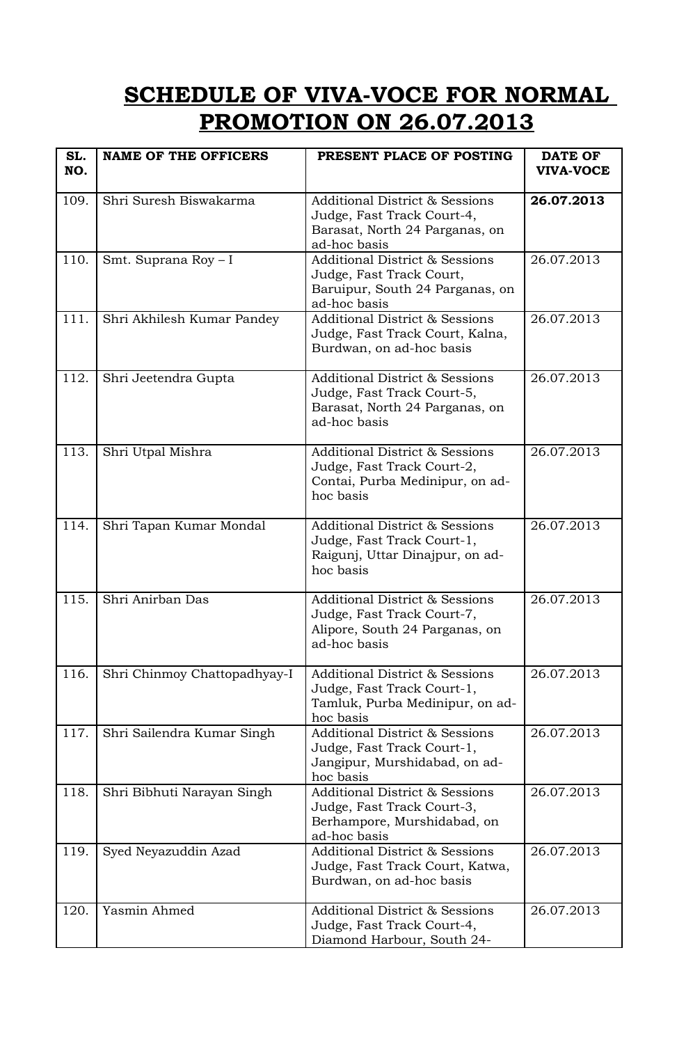# SCHEDULE OF VIVA-VOCE FOR NORMAL PROMOTION ON 26.07.2013

| SL. NO. | NAME OF THE OFFICERS | PRESENT PLACE OF POSTING | DATE OF VIVA-VOCE |
|---|---|---|---|
| 109. | Shri Suresh Biswakarma | Additional District & Sessions Judge, Fast Track Court-4, Barasat, North 24 Parganas, on ad-hoc basis | **26.07.2013** |
| 110. | Smt. Suprana Roy – I | Additional District & Sessions Judge, Fast Track Court, Baruipur, South 24 Parganas, on ad-hoc basis | 26.07.2013 |
| 111. | Shri Akhilesh Kumar Pandey | Additional District & Sessions Judge, Fast Track Court, Kalna, Burdwan, on ad-hoc basis | 26.07.2013 |
| 112. | Shri Jeetendra Gupta | Additional District & Sessions Judge, Fast Track Court-5, Barasat, North 24 Parganas, on ad-hoc basis | 26.07.2013 |
| 113. | Shri Utpal Mishra | Additional District & Sessions Judge, Fast Track Court-2, Contai, Purba Medinipur, on ad-hoc basis | 26.07.2013 |
| 114. | Shri Tapan Kumar Mondal | Additional District & Sessions Judge, Fast Track Court-1, Raigunj, Uttar Dinajpur, on ad-hoc basis | 26.07.2013 |
| 115. | Shri Anirban Das | Additional District & Sessions Judge, Fast Track Court-7, Alipore, South 24 Parganas, on ad-hoc basis | 26.07.2013 |
| 116. | Shri Chinmoy Chattopadhyay-I | Additional District & Sessions Judge, Fast Track Court-1, Tamluk, Purba Medinipur, on ad-hoc basis | 26.07.2013 |
| 117. | Shri Sailendra Kumar Singh | Additional District & Sessions Judge, Fast Track Court-1, Jangipur, Murshidabad, on ad-hoc basis | 26.07.2013 |
| 118. | Shri Bibhuti Narayan Singh | Additional District & Sessions Judge, Fast Track Court-3, Berhampore, Murshidabad, on ad-hoc basis | 26.07.2013 |
| 119. | Syed Neyazuddin Azad | Additional District & Sessions Judge, Fast Track Court, Katwa, Burdwan, on ad-hoc basis | 26.07.2013 |
| 120. | Yasmin Ahmed | Additional District & Sessions Judge, Fast Track Court-4, Diamond Harbour, South 24- | 26.07.2013 |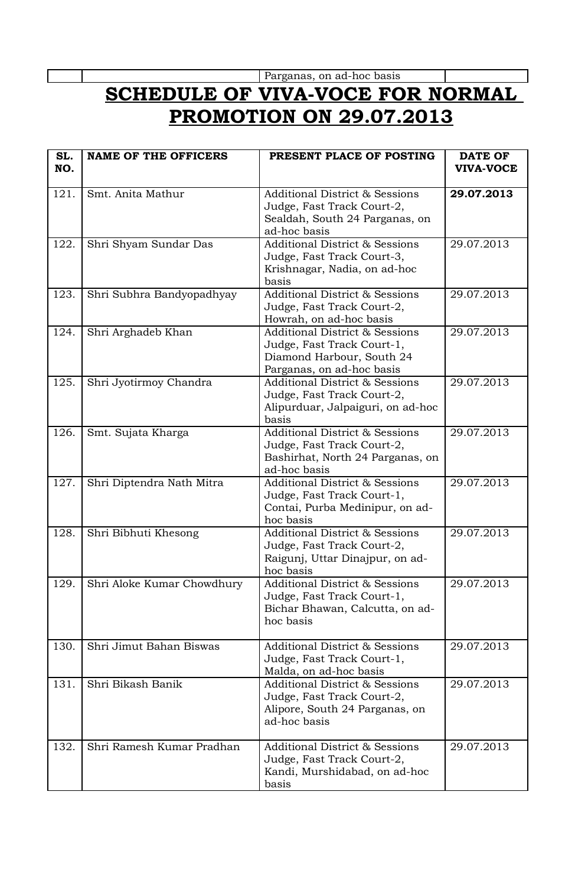| | | Parganas, on ad-hoc basis | |
|---|---|---|---|

# SCHEDULE OF VIVA-VOCE FOR NORMAL PROMOTION ON 29.07.2013

| SL. NO. | NAME OF THE OFFICERS | PRESENT PLACE OF POSTING | DATE OF VIVA-VOCE |
|---|---|---|---|
| 121. | Smt. Anita Mathur | Additional District & Sessions Judge, Fast Track Court-2, Sealdah, South 24 Parganas, on ad-hoc basis | **29.07.2013** |
| 122. | Shri Shyam Sundar Das | Additional District & Sessions Judge, Fast Track Court-3, Krishnagar, Nadia, on ad-hoc basis | 29.07.2013 |
| 123. | Shri Subhra Bandyopadhyay | Additional District & Sessions Judge, Fast Track Court-2, Howrah, on ad-hoc basis | 29.07.2013 |
| 124. | Shri Arghadeb Khan | Additional District & Sessions Judge, Fast Track Court-1, Diamond Harbour, South 24 Parganas, on ad-hoc basis | 29.07.2013 |
| 125. | Shri Jyotirmoy Chandra | Additional District & Sessions Judge, Fast Track Court-2, Alipurduar, Jalpaiguri, on ad-hoc basis | 29.07.2013 |
| 126. | Smt. Sujata Kharga | Additional District & Sessions Judge, Fast Track Court-2, Bashirhat, North 24 Parganas, on ad-hoc basis | 29.07.2013 |
| 127. | Shri Diptendra Nath Mitra | Additional District & Sessions Judge, Fast Track Court-1, Contai, Purba Medinipur, on ad-hoc basis | 29.07.2013 |
| 128. | Shri Bibhuti Khesong | Additional District & Sessions Judge, Fast Track Court-2, Raigunj, Uttar Dinajpur, on ad-hoc basis | 29.07.2013 |
| 129. | Shri Aloke Kumar Chowdhury | Additional District & Sessions Judge, Fast Track Court-1, Bichar Bhawan, Calcutta, on ad-hoc basis | 29.07.2013 |
| 130. | Shri Jimut Bahan Biswas | Additional District & Sessions Judge, Fast Track Court-1, Malda, on ad-hoc basis | 29.07.2013 |
| 131. | Shri Bikash Banik | Additional District & Sessions Judge, Fast Track Court-2, Alipore, South 24 Parganas, on ad-hoc basis | 29.07.2013 |
| 132. | Shri Ramesh Kumar Pradhan | Additional District & Sessions Judge, Fast Track Court-2, Kandi, Murshidabad, on ad-hoc basis | 29.07.2013 |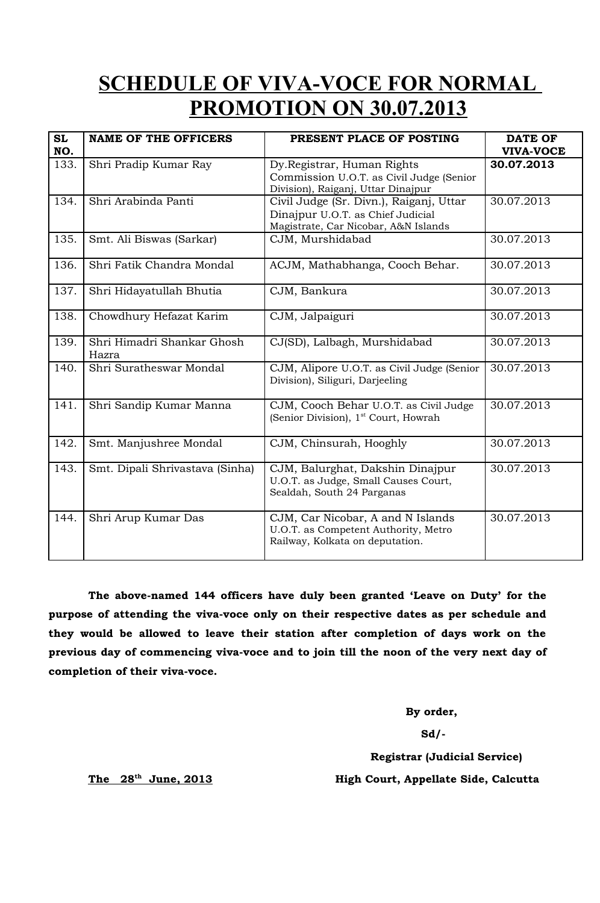# SCHEDULE OF VIVA-VOCE FOR NORMAL PROMOTION ON 30.07.2013

| SL NO. | NAME OF THE OFFICERS | PRESENT PLACE OF POSTING | DATE OF VIVA-VOCE |
|---|---|---|---|
| 133. | Shri Pradip Kumar Ray | Dy.Registrar, Human Rights Commission U.O.T. as Civil Judge (Senior Division), Raiganj, Uttar Dinajpur | **30.07.2013** |
| 134. | Shri Arabinda Panti | Civil Judge (Sr. Divn.), Raiganj, Uttar Dinajpur U.O.T. as Chief Judicial Magistrate, Car Nicobar, A&N Islands | 30.07.2013 |
| 135. | Smt. Ali Biswas (Sarkar) | CJM, Murshidabad | 30.07.2013 |
| 136. | Shri Fatik Chandra Mondal | ACJM, Mathabhanga, Cooch Behar. | 30.07.2013 |
| 137. | Shri Hidayatullah Bhutia | CJM, Bankura | 30.07.2013 |
| 138. | Chowdhury Hefazat Karim | CJM, Jalpaiguri | 30.07.2013 |
| 139. | Shri Himadri Shankar Ghosh Hazra | CJ(SD), Lalbagh, Murshidabad | 30.07.2013 |
| 140. | Shri Suratheswar Mondal | CJM, Alipore U.O.T. as Civil Judge (Senior Division), Siliguri, Darjeeling | 30.07.2013 |
| 141. | Shri Sandip Kumar Manna | CJM, Cooch Behar U.O.T. as Civil Judge (Senior Division), 1st Court, Howrah | 30.07.2013 |
| 142. | Smt. Manjushree Mondal | CJM, Chinsurah, Hooghly | 30.07.2013 |
| 143. | Smt. Dipali Shrivastava (Sinha) | CJM, Balurghat, Dakshin Dinajpur U.O.T. as Judge, Small Causes Court, Sealdah, South 24 Parganas | 30.07.2013 |
| 144. | Shri Arup Kumar Das | CJM, Car Nicobar, A and N Islands U.O.T. as Competent Authority, Metro Railway, Kolkata on deputation. | 30.07.2013 |

**The above-named 144 officers have duly been granted 'Leave on Duty' for the purpose of attending the viva-voce only on their respective dates as per schedule and they would be allowed to leave their station after completion of days work on the previous day of commencing viva-voce and to join till the noon of the very next day of completion of their viva-voce.**

**By order,**

**Sd/-**

**Registrar (Judicial Service)**

**High Court, Appellate Side, Calcutta**

**The 28th June, 2013**